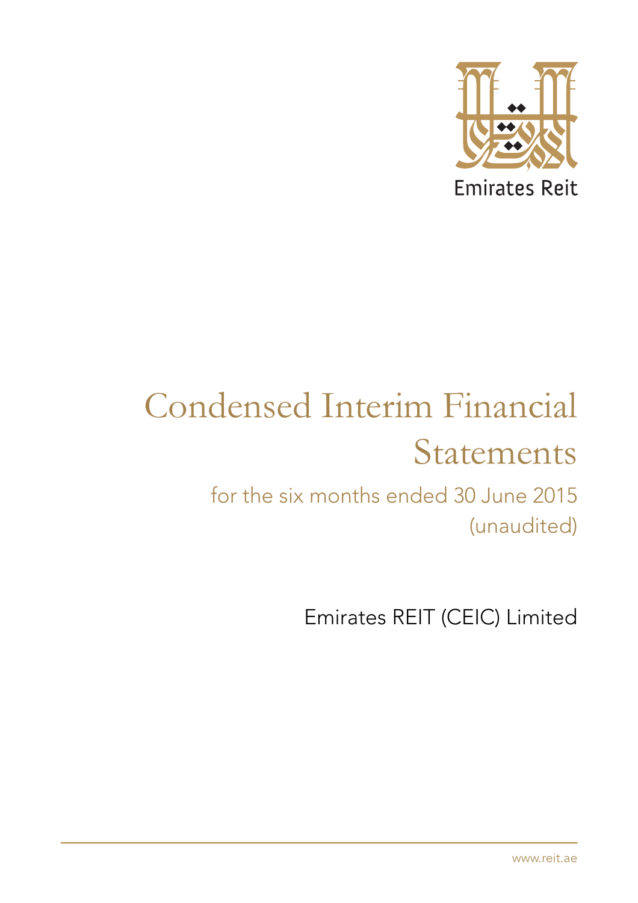Emirates Reit

# Condensed Interim Financial Statements

for the six months ended 30 June 2015 (unaudited)

Emirates REIT (CEIC) Limited

www.reit.ae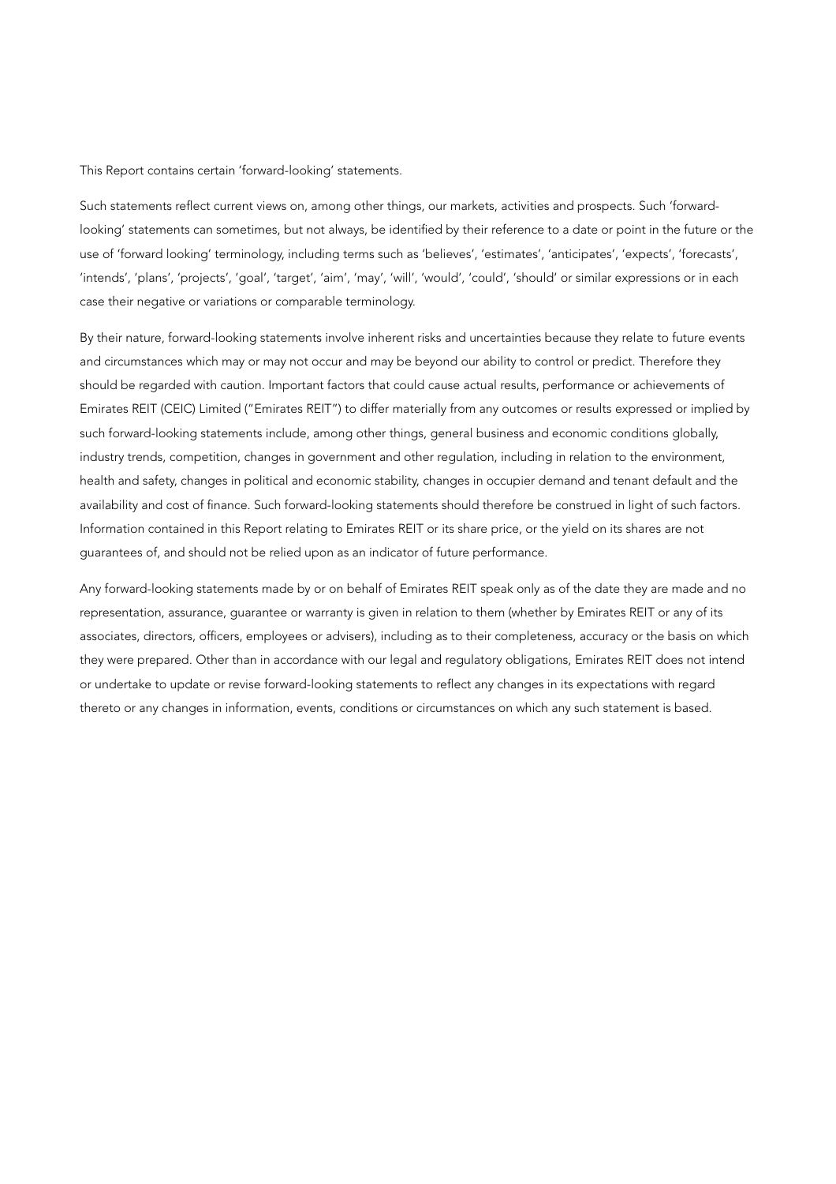This Report contains certain 'forward-looking' statements.

Such statements reflect current views on, among other things, our markets, activities and prospects. Such 'forward-looking' statements can sometimes, but not always, be identified by their reference to a date or point in the future or the use of 'forward looking' terminology, including terms such as 'believes', 'estimates', 'anticipates', 'expects', 'forecasts', 'intends', 'plans', 'projects', 'goal', 'target', 'aim', 'may', 'will', 'would', 'could', 'should' or similar expressions or in each case their negative or variations or comparable terminology.

By their nature, forward-looking statements involve inherent risks and uncertainties because they relate to future events and circumstances which may or may not occur and may be beyond our ability to control or predict. Therefore they should be regarded with caution. Important factors that could cause actual results, performance or achievements of Emirates REIT (CEIC) Limited ("Emirates REIT") to differ materially from any outcomes or results expressed or implied by such forward-looking statements include, among other things, general business and economic conditions globally, industry trends, competition, changes in government and other regulation, including in relation to the environment, health and safety, changes in political and economic stability, changes in occupier demand and tenant default and the availability and cost of finance. Such forward-looking statements should therefore be construed in light of such factors. Information contained in this Report relating to Emirates REIT or its share price, or the yield on its shares are not guarantees of, and should not be relied upon as an indicator of future performance.

Any forward-looking statements made by or on behalf of Emirates REIT speak only as of the date they are made and no representation, assurance, guarantee or warranty is given in relation to them (whether by Emirates REIT or any of its associates, directors, officers, employees or advisers), including as to their completeness, accuracy or the basis on which they were prepared. Other than in accordance with our legal and regulatory obligations, Emirates REIT does not intend or undertake to update or revise forward-looking statements to reflect any changes in its expectations with regard thereto or any changes in information, events, conditions or circumstances on which any such statement is based.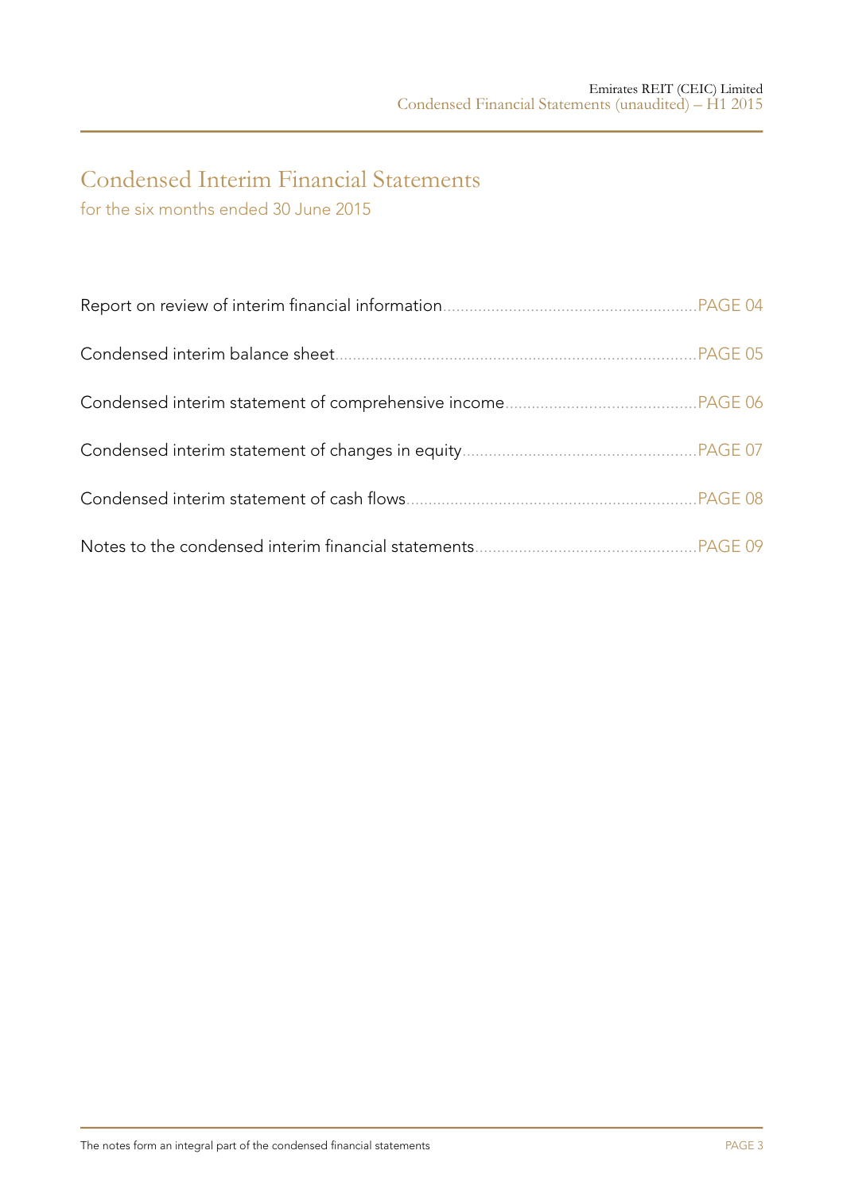# Condensed Interim Financial Statements

for the six months ended 30 June 2015

Report on review of interim financial information........PAGE 04

Condensed interim balance sheet........PAGE 05

Condensed interim statement of comprehensive income........PAGE 06

Condensed interim statement of changes in equity........PAGE 07

Condensed interim statement of cash flows........PAGE 08

Notes to the condensed interim financial statements........PAGE 09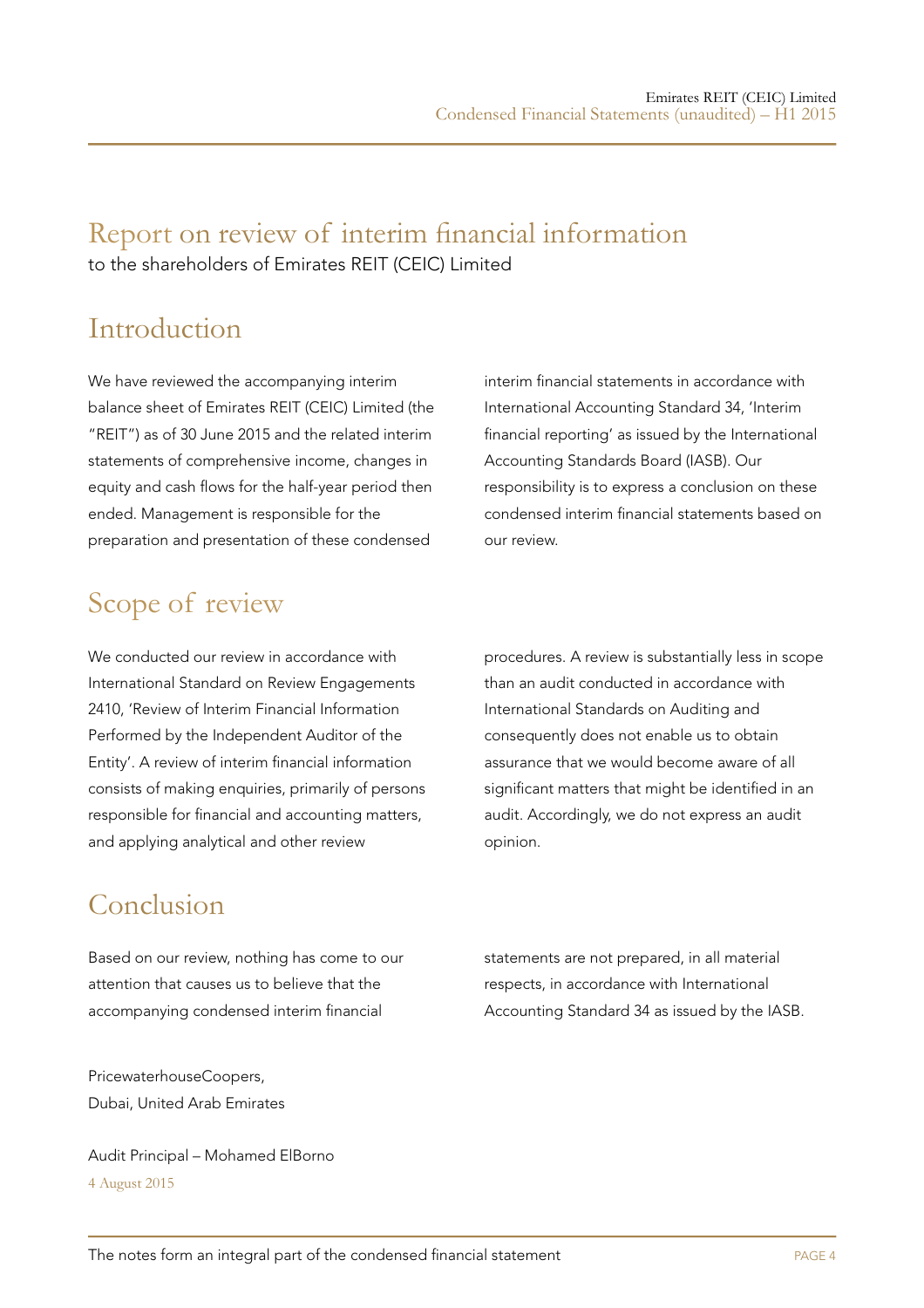# Report on review of interim financial information

to the shareholders of Emirates REIT (CEIC) Limited

## Introduction

We have reviewed the accompanying interim balance sheet of Emirates REIT (CEIC) Limited (the "REIT") as of 30 June 2015 and the related interim statements of comprehensive income, changes in equity and cash flows for the half-year period then ended. Management is responsible for the preparation and presentation of these condensed interim financial statements in accordance with International Accounting Standard 34, 'Interim financial reporting' as issued by the International Accounting Standards Board (IASB). Our responsibility is to express a conclusion on these condensed interim financial statements based on our review.

## Scope of review

We conducted our review in accordance with International Standard on Review Engagements 2410, 'Review of Interim Financial Information Performed by the Independent Auditor of the Entity'. A review of interim financial information consists of making enquiries, primarily of persons responsible for financial and accounting matters, and applying analytical and other review procedures. A review is substantially less in scope than an audit conducted in accordance with International Standards on Auditing and consequently does not enable us to obtain assurance that we would become aware of all significant matters that might be identified in an audit. Accordingly, we do not express an audit opinion.

## Conclusion

Based on our review, nothing has come to our attention that causes us to believe that the accompanying condensed interim financial statements are not prepared, in all material respects, in accordance with International Accounting Standard 34 as issued by the IASB.

PricewaterhouseCoopers,
Dubai, United Arab Emirates

Audit Principal – Mohamed ElBorno
4 August 2015

The notes form an integral part of the condensed financial statement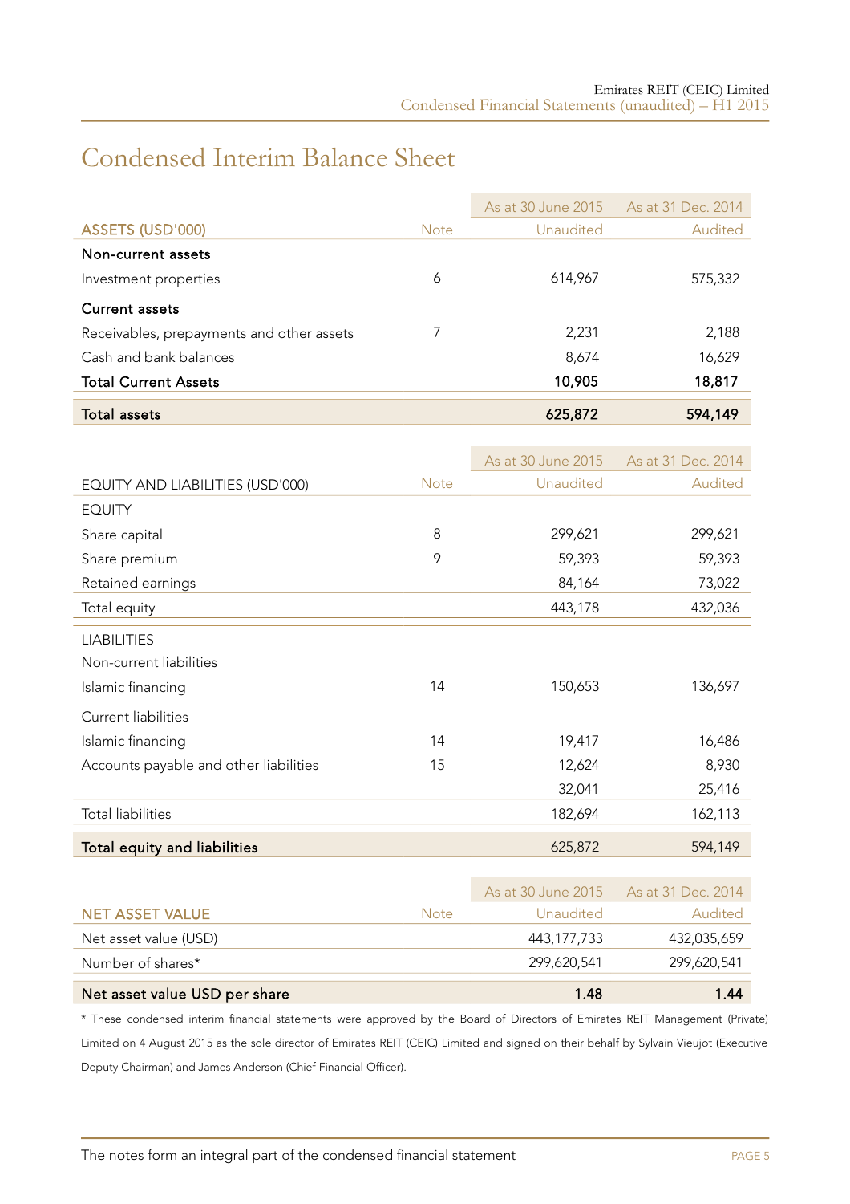# Condensed Interim Balance Sheet

| ASSETS (USD'000) | Note | As at 30 June 2015 Unaudited | As at 31 Dec. 2014 Audited |
|---|---|---|---|
| **Non-current assets** | | | |
| Investment properties | 6 | 614,967 | 575,332 |
| **Current assets** | | | |
| Receivables, prepayments and other assets | 7 | 2,231 | 2,188 |
| Cash and bank balances | | 8,674 | 16,629 |
| **Total Current Assets** | | **10,905** | **18,817** |
| **Total assets** | | **625,872** | **594,149** |

| EQUITY AND LIABILITIES (USD'000) | Note | As at 30 June 2015 Unaudited | As at 31 Dec. 2014 Audited |
|---|---|---|---|
| EQUITY | | | |
| Share capital | 8 | 299,621 | 299,621 |
| Share premium | 9 | 59,393 | 59,393 |
| Retained earnings | | 84,164 | 73,022 |
| Total equity | | 443,178 | 432,036 |
| LIABILITIES | | | |
| Non-current liabilities | | | |
| Islamic financing | 14 | 150,653 | 136,697 |
| Current liabilities | | | |
| Islamic financing | 14 | 19,417 | 16,486 |
| Accounts payable and other liabilities | 15 | 12,624 | 8,930 |
| | | 32,041 | 25,416 |
| Total liabilities | | 182,694 | 162,113 |
| **Total equity and liabilities** | | 625,872 | 594,149 |

| NET ASSET VALUE | Note | As at 30 June 2015 Unaudited | As at 31 Dec. 2014 Audited |
|---|---|---|---|
| Net asset value (USD) | | 443,177,733 | 432,035,659 |
| Number of shares* | | 299,620,541 | 299,620,541 |
| **Net asset value USD per share** | | **1.48** | **1.44** |

* These condensed interim financial statements were approved by the Board of Directors of Emirates REIT Management (Private) Limited on 4 August 2015 as the sole director of Emirates REIT (CEIC) Limited and signed on their behalf by Sylvain Vieujot (Executive Deputy Chairman) and James Anderson (Chief Financial Officer).

The notes form an integral part of the condensed financial statement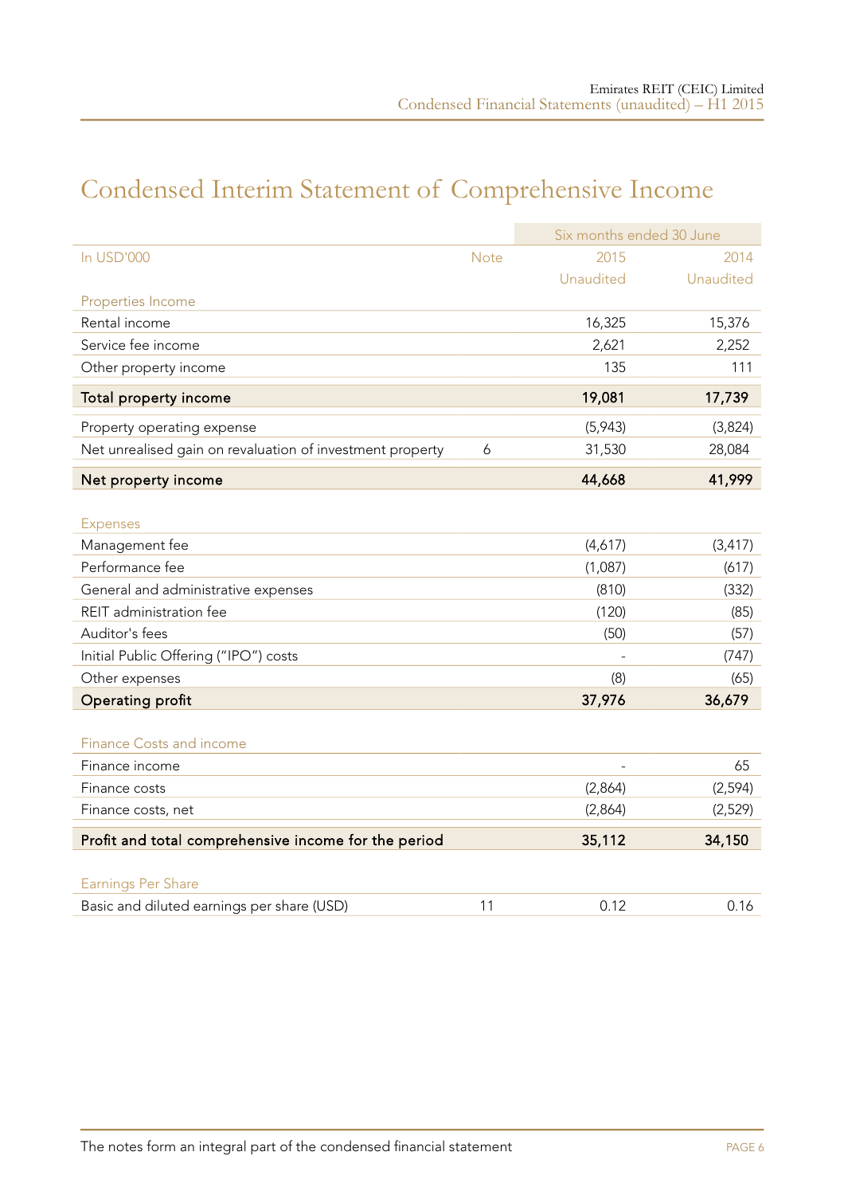# Condensed Interim Statement of Comprehensive Income

| | | Six months ended 30 June | |
|---|---|---|---|
| In USD'000 | Note | 2015 Unaudited | 2014 Unaudited |
| **Properties Income** | | | |
| Rental income | | 16,325 | 15,376 |
| Service fee income | | 2,621 | 2,252 |
| Other property income | | 135 | 111 |
| **Total property income** | | **19,081** | **17,739** |
| Property operating expense | | (5,943) | (3,824) |
| Net unrealised gain on revaluation of investment property | 6 | 31,530 | 28,084 |
| **Net property income** | | **44,668** | **41,999** |
| **Expenses** | | | |
| Management fee | | (4,617) | (3,417) |
| Performance fee | | (1,087) | (617) |
| General and administrative expenses | | (810) | (332) |
| REIT administration fee | | (120) | (85) |
| Auditor's fees | | (50) | (57) |
| Initial Public Offering ("IPO") costs | | - | (747) |
| Other expenses | | (8) | (65) |
| **Operating profit** | | **37,976** | **36,679** |
| **Finance Costs and income** | | | |
| Finance income | | - | 65 |
| Finance costs | | (2,864) | (2,594) |
| Finance costs, net | | (2,864) | (2,529) |
| **Profit and total comprehensive income for the period** | | **35,112** | **34,150** |
| **Earnings Per Share** | | | |
| Basic and diluted earnings per share (USD) | 11 | 0.12 | 0.16 |

The notes form an integral part of the condensed financial statement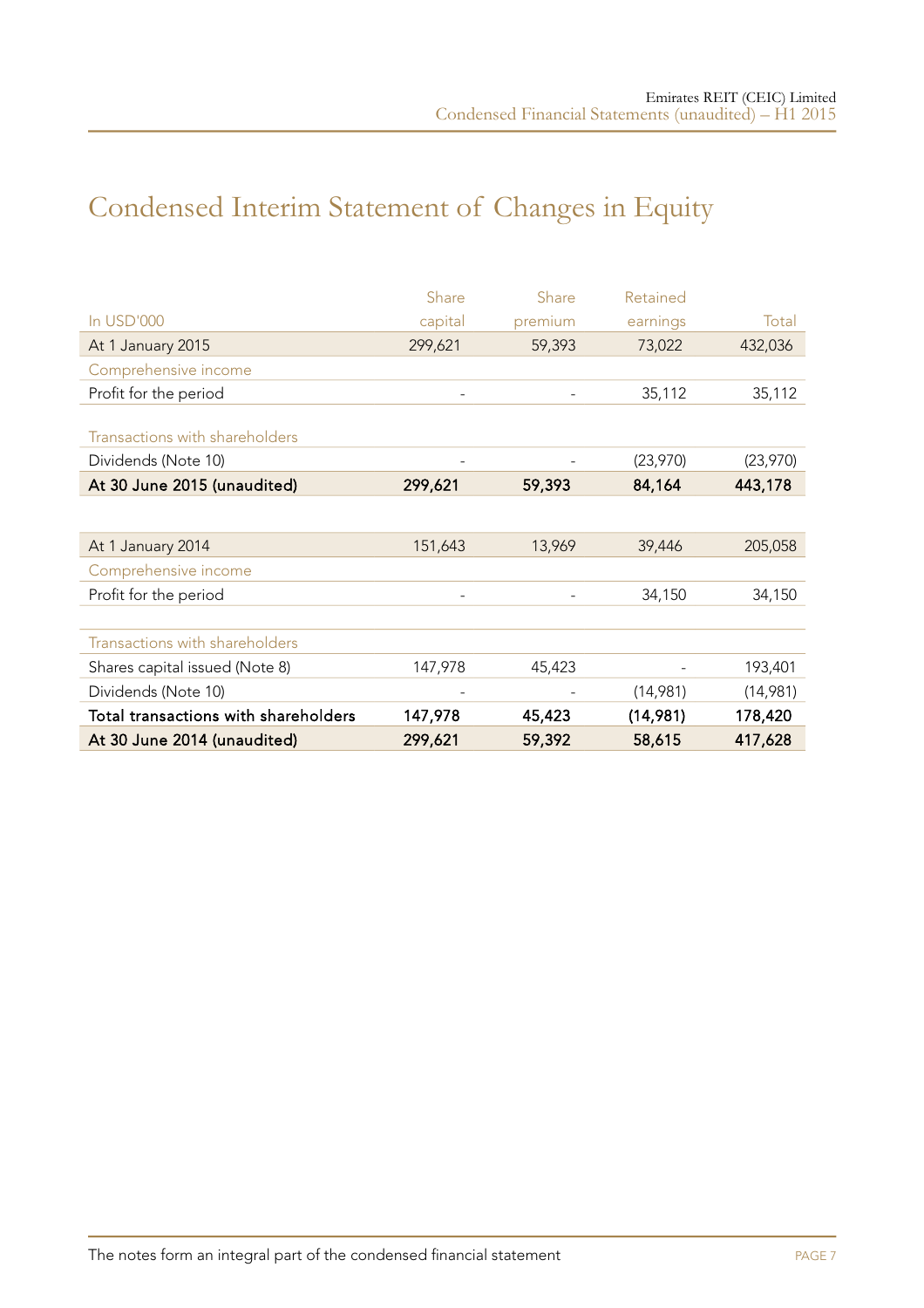# Condensed Interim Statement of Changes in Equity

| In USD'000 | Share capital | Share premium | Retained earnings | Total |
|---|---|---|---|---|
| At 1 January 2015 | 299,621 | 59,393 | 73,022 | 432,036 |
| Comprehensive income | | | | |
| Profit for the period | - | - | 35,112 | 35,112 |
| Transactions with shareholders | | | | |
| Dividends (Note 10) | - | - | (23,970) | (23,970) |
| **At 30 June 2015 (unaudited)** | **299,621** | **59,393** | **84,164** | **443,178** |
| | | | | |
| At 1 January 2014 | 151,643 | 13,969 | 39,446 | 205,058 |
| Comprehensive income | | | | |
| Profit for the period | - | - | 34,150 | 34,150 |
| Transactions with shareholders | | | | |
| Shares capital issued (Note 8) | 147,978 | 45,423 | - | 193,401 |
| Dividends (Note 10) | - | - | (14,981) | (14,981) |
| **Total transactions with shareholders** | **147,978** | **45,423** | **(14,981)** | **178,420** |
| **At 30 June 2014 (unaudited)** | **299,621** | **59,392** | **58,615** | **417,628** |

The notes form an integral part of the condensed financial statement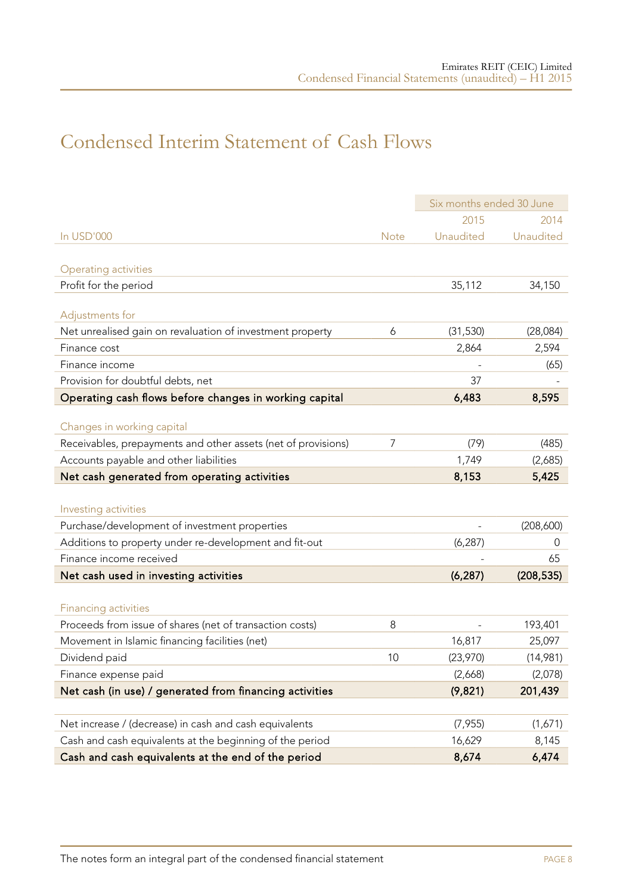# Condensed Interim Statement of Cash Flows

| | | Six months ended 30 June | |
|---|---|---|---|
| | | 2015 | 2014 |
| In USD'000 | Note | Unaudited | Unaudited |
| **Operating activities** | | | |
| Profit for the period | | 35,112 | 34,150 |
| **Adjustments for** | | | |
| Net unrealised gain on revaluation of investment property | 6 | (31,530) | (28,084) |
| Finance cost | | 2,864 | 2,594 |
| Finance income | | - | (65) |
| Provision for doubtful debts, net | | 37 | - |
| **Operating cash flows before changes in working capital** | | **6,483** | **8,595** |
| **Changes in working capital** | | | |
| Receivables, prepayments and other assets (net of provisions) | 7 | (79) | (485) |
| Accounts payable and other liabilities | | 1,749 | (2,685) |
| **Net cash generated from operating activities** | | **8,153** | **5,425** |
| **Investing activities** | | | |
| Purchase/development of investment properties | | - | (208,600) |
| Additions to property under re-development and fit-out | | (6,287) | 0 |
| Finance income received | | - | 65 |
| **Net cash used in investing activities** | | **(6,287)** | **(208,535)** |
| **Financing activities** | | | |
| Proceeds from issue of shares (net of transaction costs) | 8 | - | 193,401 |
| Movement in Islamic financing facilities (net) | | 16,817 | 25,097 |
| Dividend paid | 10 | (23,970) | (14,981) |
| Finance expense paid | | (2,668) | (2,078) |
| **Net cash (in use) / generated from financing activities** | | **(9,821)** | **201,439** |
| Net increase / (decrease) in cash and cash equivalents | | (7,955) | (1,671) |
| Cash and cash equivalents at the beginning of the period | | 16,629 | 8,145 |
| **Cash and cash equivalents at the end of the period** | | **8,674** | **6,474** |

The notes form an integral part of the condensed financial statement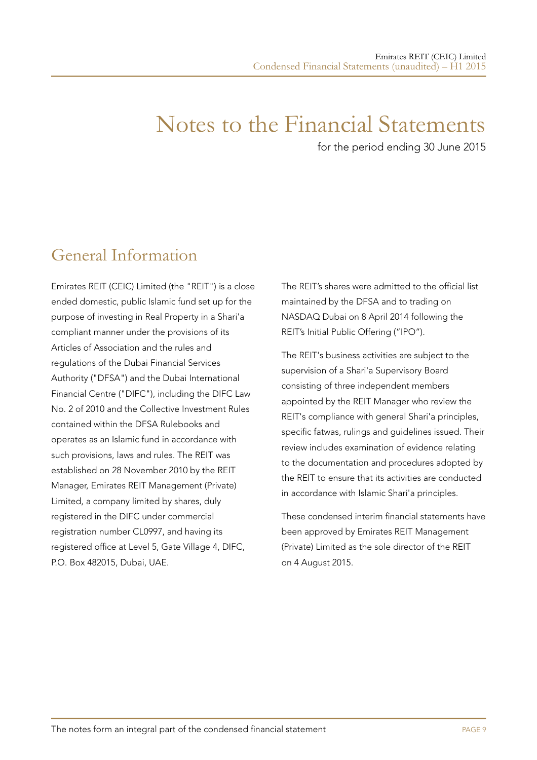# Notes to the Financial Statements

for the period ending 30 June 2015

## General Information

Emirates REIT (CEIC) Limited (the "REIT") is a close ended domestic, public Islamic fund set up for the purpose of investing in Real Property in a Shari'a compliant manner under the provisions of its Articles of Association and the rules and regulations of the Dubai Financial Services Authority ("DFSA") and the Dubai International Financial Centre ("DIFC"), including the DIFC Law No. 2 of 2010 and the Collective Investment Rules contained within the DFSA Rulebooks and operates as an Islamic fund in accordance with such provisions, laws and rules. The REIT was established on 28 November 2010 by the REIT Manager, Emirates REIT Management (Private) Limited, a company limited by shares, duly registered in the DIFC under commercial registration number CL0997, and having its registered office at Level 5, Gate Village 4, DIFC, P.O. Box 482015, Dubai, UAE.

The REIT's shares were admitted to the official list maintained by the DFSA and to trading on NASDAQ Dubai on 8 April 2014 following the REIT's Initial Public Offering ("IPO").

The REIT's business activities are subject to the supervision of a Shari'a Supervisory Board consisting of three independent members appointed by the REIT Manager who review the REIT's compliance with general Shari'a principles, specific fatwas, rulings and guidelines issued. Their review includes examination of evidence relating to the documentation and procedures adopted by the REIT to ensure that its activities are conducted in accordance with Islamic Shari'a principles.

These condensed interim financial statements have been approved by Emirates REIT Management (Private) Limited as the sole director of the REIT on 4 August 2015.

The notes form an integral part of the condensed financial statement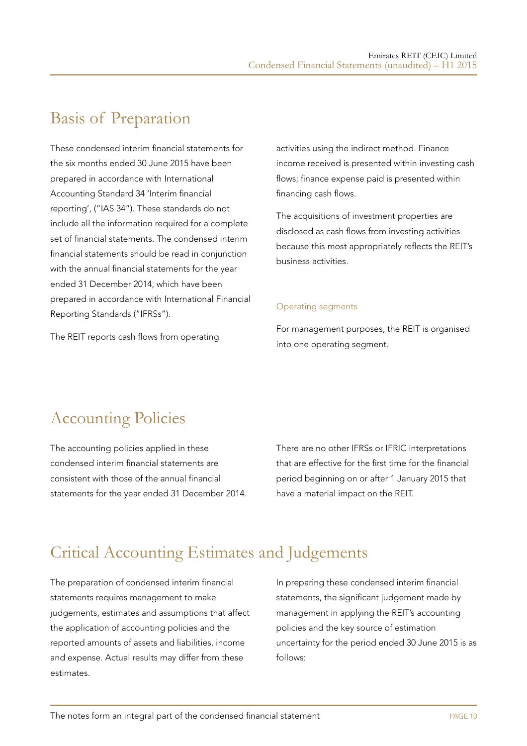# Basis of Preparation

These condensed interim financial statements for the six months ended 30 June 2015 have been prepared in accordance with International Accounting Standard 34 'Interim financial reporting', ("IAS 34"). These standards do not include all the information required for a complete set of financial statements. The condensed interim financial statements should be read in conjunction with the annual financial statements for the year ended 31 December 2014, which have been prepared in accordance with International Financial Reporting Standards ("IFRSs").

The REIT reports cash flows from operating activities using the indirect method. Finance income received is presented within investing cash flows; finance expense paid is presented within financing cash flows.

The acquisitions of investment properties are disclosed as cash flows from investing activities because this most appropriately reflects the REIT's business activities.

### Operating segments

For management purposes, the REIT is organised into one operating segment.

# Accounting Policies

The accounting policies applied in these condensed interim financial statements are consistent with those of the annual financial statements for the year ended 31 December 2014.

There are no other IFRSs or IFRIC interpretations that are effective for the first time for the financial period beginning on or after 1 January 2015 that have a material impact on the REIT.

# Critical Accounting Estimates and Judgements

The preparation of condensed interim financial statements requires management to make judgements, estimates and assumptions that affect the application of accounting policies and the reported amounts of assets and liabilities, income and expense. Actual results may differ from these estimates.

In preparing these condensed interim financial statements, the significant judgement made by management in applying the REIT's accounting policies and the key source of estimation uncertainty for the period ended 30 June 2015 is as follows:

The notes form an integral part of the condensed financial statement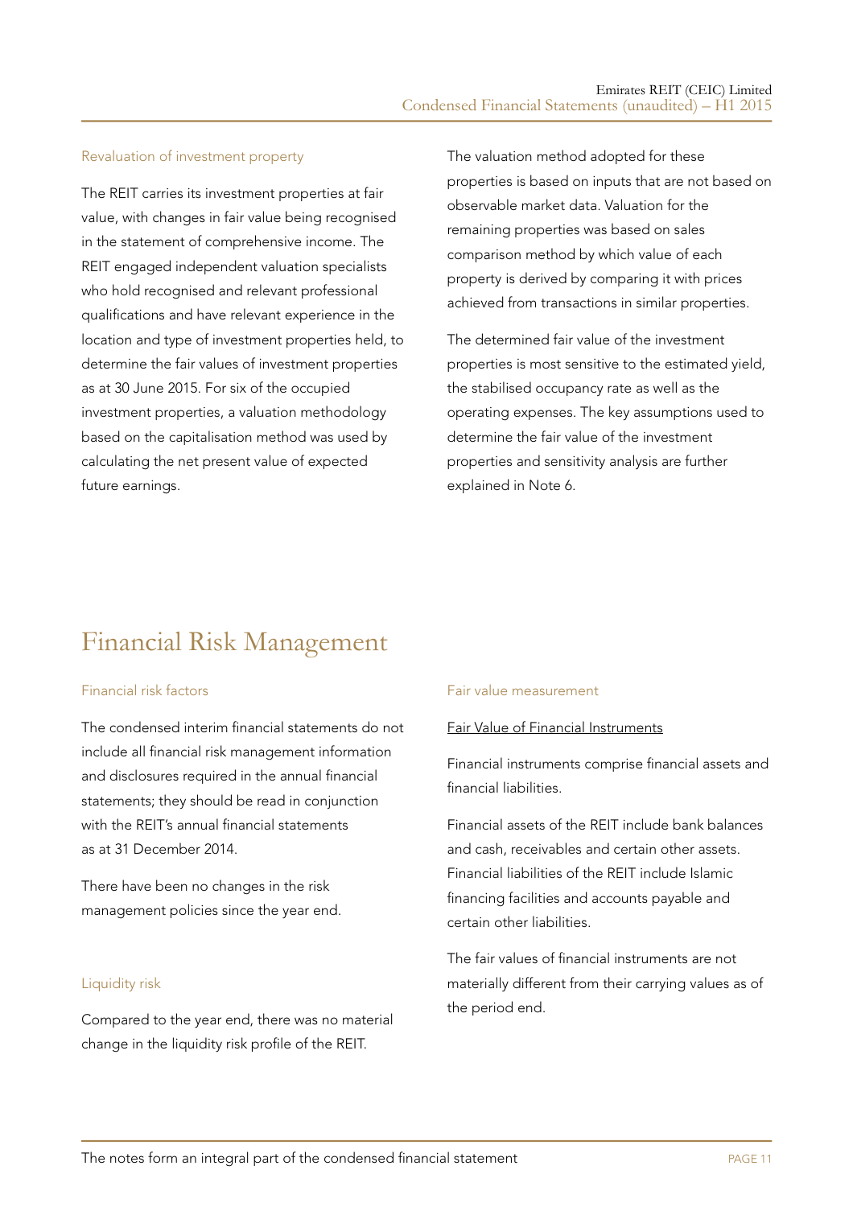### Revaluation of investment property

The REIT carries its investment properties at fair value, with changes in fair value being recognised in the statement of comprehensive income. The REIT engaged independent valuation specialists who hold recognised and relevant professional qualifications and have relevant experience in the location and type of investment properties held, to determine the fair values of investment properties as at 30 June 2015. For six of the occupied investment properties, a valuation methodology based on the capitalisation method was used by calculating the net present value of expected future earnings.

The valuation method adopted for these properties is based on inputs that are not based on observable market data. Valuation for the remaining properties was based on sales comparison method by which value of each property is derived by comparing it with prices achieved from transactions in similar properties.

The determined fair value of the investment properties is most sensitive to the estimated yield, the stabilised occupancy rate as well as the operating expenses. The key assumptions used to determine the fair value of the investment properties and sensitivity analysis are further explained in Note 6.

# Financial Risk Management

### Financial risk factors

The condensed interim financial statements do not include all financial risk management information and disclosures required in the annual financial statements; they should be read in conjunction with the REIT's annual financial statements as at 31 December 2014.

There have been no changes in the risk management policies since the year end.

### Liquidity risk

Compared to the year end, there was no material change in the liquidity risk profile of the REIT.

### Fair value measurement

<u>Fair Value of Financial Instruments</u>

Financial instruments comprise financial assets and financial liabilities.

Financial assets of the REIT include bank balances and cash, receivables and certain other assets. Financial liabilities of the REIT include Islamic financing facilities and accounts payable and certain other liabilities.

The fair values of financial instruments are not materially different from their carrying values as of the period end.

The notes form an integral part of the condensed financial statement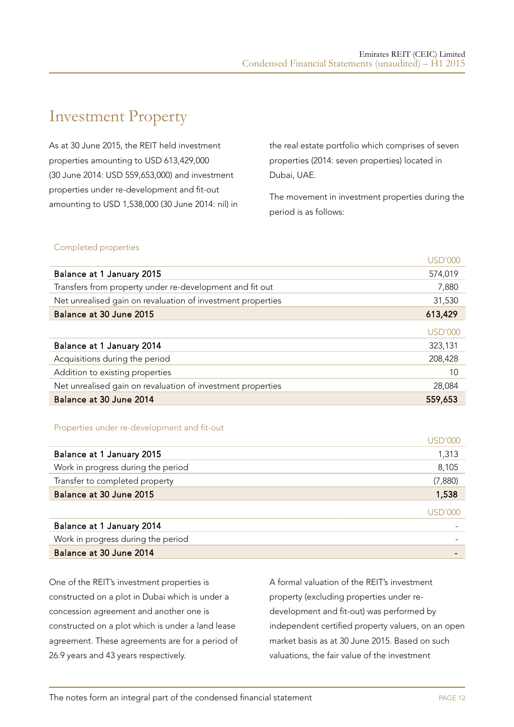# Investment Property

As at 30 June 2015, the REIT held investment properties amounting to USD 613,429,000 (30 June 2014: USD 559,653,000) and investment properties under re-development and fit-out amounting to USD 1,538,000 (30 June 2014: nil) in the real estate portfolio which comprises of seven properties (2014: seven properties) located in Dubai, UAE.

The movement in investment properties during the period is as follows:

Completed properties

| | USD'000 |
|---|---|
| **Balance at 1 January 2015** | 574,019 |
| Transfers from property under re-development and fit out | 7,880 |
| Net unrealised gain on revaluation of investment properties | 31,530 |
| **Balance at 30 June 2015** | **613,429** |

| | USD'000 |
|---|---|
| **Balance at 1 January 2014** | 323,131 |
| Acquisitions during the period | 208,428 |
| Addition to existing properties | 10 |
| Net unrealised gain on revaluation of investment properties | 28,084 |
| **Balance at 30 June 2014** | **559,653** |

Properties under re-development and fit-out

| | USD'000 |
|---|---|
| **Balance at 1 January 2015** | 1,313 |
| Work in progress during the period | 8,105 |
| Transfer to completed property | (7,880) |
| **Balance at 30 June 2015** | **1,538** |

| | USD'000 |
|---|---|
| **Balance at 1 January 2014** | - |
| Work in progress during the period | - |
| **Balance at 30 June 2014** | **-** |

One of the REIT's investment properties is constructed on a plot in Dubai which is under a concession agreement and another one is constructed on a plot which is under a land lease agreement. These agreements are for a period of 26.9 years and 43 years respectively.

A formal valuation of the REIT's investment property (excluding properties under re-development and fit-out) was performed by independent certified property valuers, on an open market basis as at 30 June 2015. Based on such valuations, the fair value of the investment

The notes form an integral part of the condensed financial statement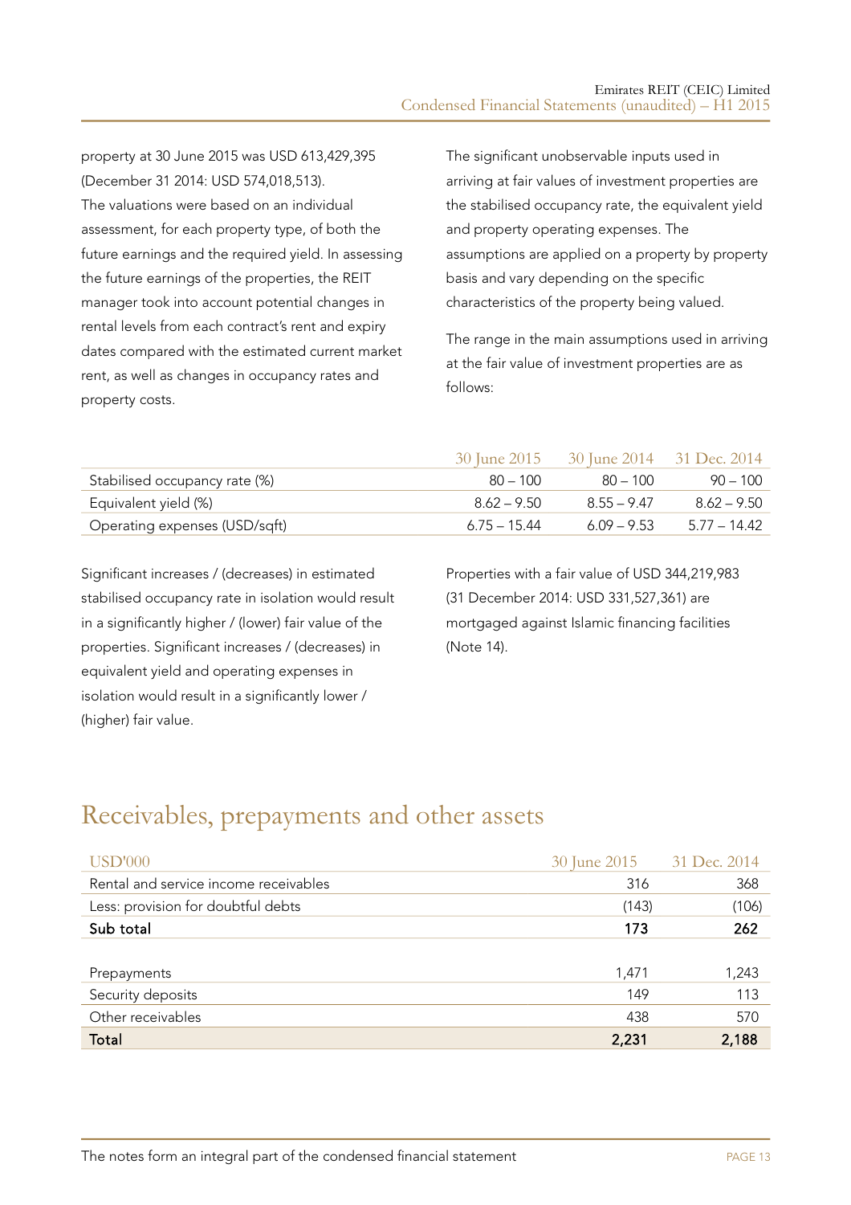property at 30 June 2015 was USD 613,429,395 (December 31 2014: USD 574,018,513).

The valuations were based on an individual assessment, for each property type, of both the future earnings and the required yield. In assessing the future earnings of the properties, the REIT manager took into account potential changes in rental levels from each contract's rent and expiry dates compared with the estimated current market rent, as well as changes in occupancy rates and property costs.

The significant unobservable inputs used in arriving at fair values of investment properties are the stabilised occupancy rate, the equivalent yield and property operating expenses. The assumptions are applied on a property by property basis and vary depending on the specific characteristics of the property being valued.

The range in the main assumptions used in arriving at the fair value of investment properties are as follows:

| | 30 June 2015 | 30 June 2014 | 31 Dec. 2014 |
|---|---|---|---|
| Stabilised occupancy rate (%) | 80 – 100 | 80 – 100 | 90 – 100 |
| Equivalent yield (%) | 8.62 – 9.50 | 8.55 – 9.47 | 8.62 – 9.50 |
| Operating expenses (USD/sqft) | 6.75 – 15.44 | 6.09 – 9.53 | 5.77 – 14.42 |

Significant increases / (decreases) in estimated stabilised occupancy rate in isolation would result in a significantly higher / (lower) fair value of the properties. Significant increases / (decreases) in equivalent yield and operating expenses in isolation would result in a significantly lower / (higher) fair value.

Properties with a fair value of USD 344,219,983 (31 December 2014: USD 331,527,361) are mortgaged against Islamic financing facilities (Note 14).

# Receivables, prepayments and other assets

| USD'000 | 30 June 2015 | 31 Dec. 2014 |
|---|---|---|
| Rental and service income receivables | 316 | 368 |
| Less: provision for doubtful debts | (143) | (106) |
| **Sub total** | **173** | **262** |
| | | |
| Prepayments | 1,471 | 1,243 |
| Security deposits | 149 | 113 |
| Other receivables | 438 | 570 |
| **Total** | **2,231** | **2,188** |

The notes form an integral part of the condensed financial statement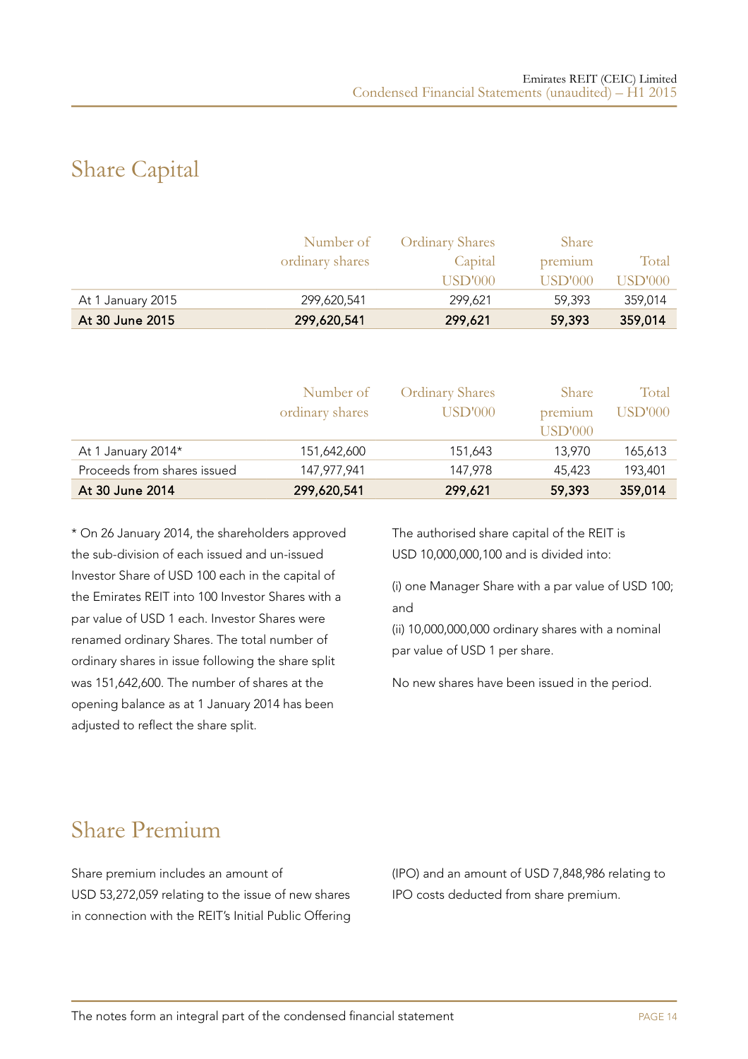# Share Capital

| | Number of ordinary shares | Ordinary Shares Capital USD'000 | Share premium USD'000 | Total USD'000 |
|---|---|---|---|---|
| At 1 January 2015 | 299,620,541 | 299,621 | 59,393 | 359,014 |
| **At 30 June 2015** | **299,620,541** | **299,621** | **59,393** | **359,014** |

| | Number of ordinary shares | Ordinary Shares USD'000 | Share premium USD'000 | Total USD'000 |
|---|---|---|---|---|
| At 1 January 2014* | 151,642,600 | 151,643 | 13,970 | 165,613 |
| Proceeds from shares issued | 147,977,941 | 147,978 | 45,423 | 193,401 |
| **At 30 June 2014** | **299,620,541** | **299,621** | **59,393** | **359,014** |

* On 26 January 2014, the shareholders approved the sub-division of each issued and un-issued Investor Share of USD 100 each in the capital of the Emirates REIT into 100 Investor Shares with a par value of USD 1 each. Investor Shares were renamed ordinary Shares. The total number of ordinary shares in issue following the share split was 151,642,600. The number of shares at the opening balance as at 1 January 2014 has been adjusted to reflect the share split.

The authorised share capital of the REIT is USD 10,000,000,100 and is divided into:

(i) one Manager Share with a par value of USD 100; and
(ii) 10,000,000,000 ordinary shares with a nominal par value of USD 1 per share.

No new shares have been issued in the period.

# Share Premium

Share premium includes an amount of USD 53,272,059 relating to the issue of new shares in connection with the REIT's Initial Public Offering (IPO) and an amount of USD 7,848,986 relating to IPO costs deducted from share premium.

The notes form an integral part of the condensed financial statement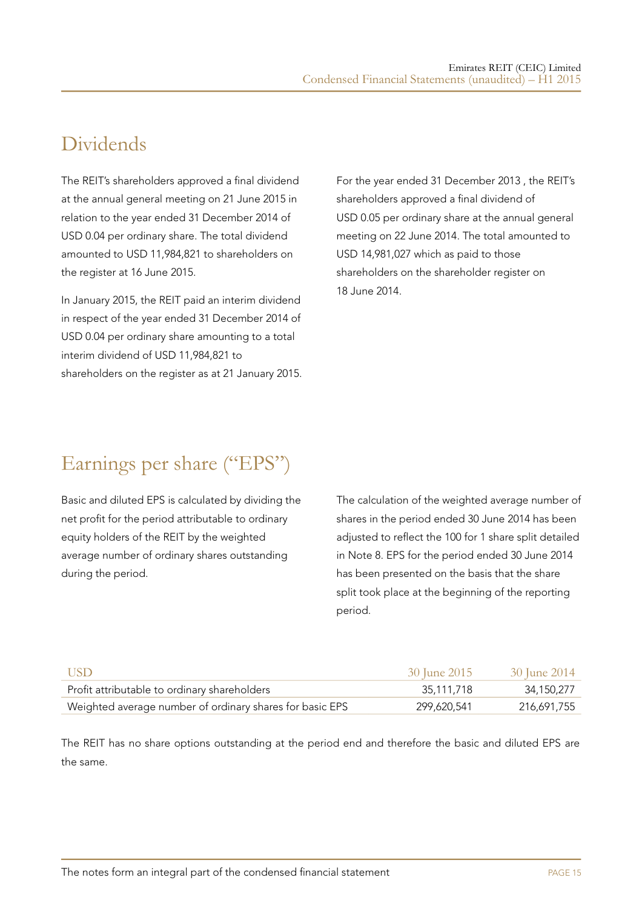## Dividends

The REIT's shareholders approved a final dividend at the annual general meeting on 21 June 2015 in relation to the year ended 31 December 2014 of USD 0.04 per ordinary share. The total dividend amounted to USD 11,984,821 to shareholders on the register at 16 June 2015.

In January 2015, the REIT paid an interim dividend in respect of the year ended 31 December 2014 of USD 0.04 per ordinary share amounting to a total interim dividend of USD 11,984,821 to shareholders on the register as at 21 January 2015.

For the year ended 31 December 2013 , the REIT's shareholders approved a final dividend of USD 0.05 per ordinary share at the annual general meeting on 22 June 2014. The total amounted to USD 14,981,027 which as paid to those shareholders on the shareholder register on 18 June 2014.

## Earnings per share ("EPS")

Basic and diluted EPS is calculated by dividing the net profit for the period attributable to ordinary equity holders of the REIT by the weighted average number of ordinary shares outstanding during the period.

The calculation of the weighted average number of shares in the period ended 30 June 2014 has been adjusted to reflect the 100 for 1 share split detailed in Note 8. EPS for the period ended 30 June 2014 has been presented on the basis that the share split took place at the beginning of the reporting period.

| USD | 30 June 2015 | 30 June 2014 |
|---|---|---|
| Profit attributable to ordinary shareholders | 35,111,718 | 34,150,277 |
| Weighted average number of ordinary shares for basic EPS | 299,620,541 | 216,691,755 |

The REIT has no share options outstanding at the period end and therefore the basic and diluted EPS are the same.

The notes form an integral part of the condensed financial statement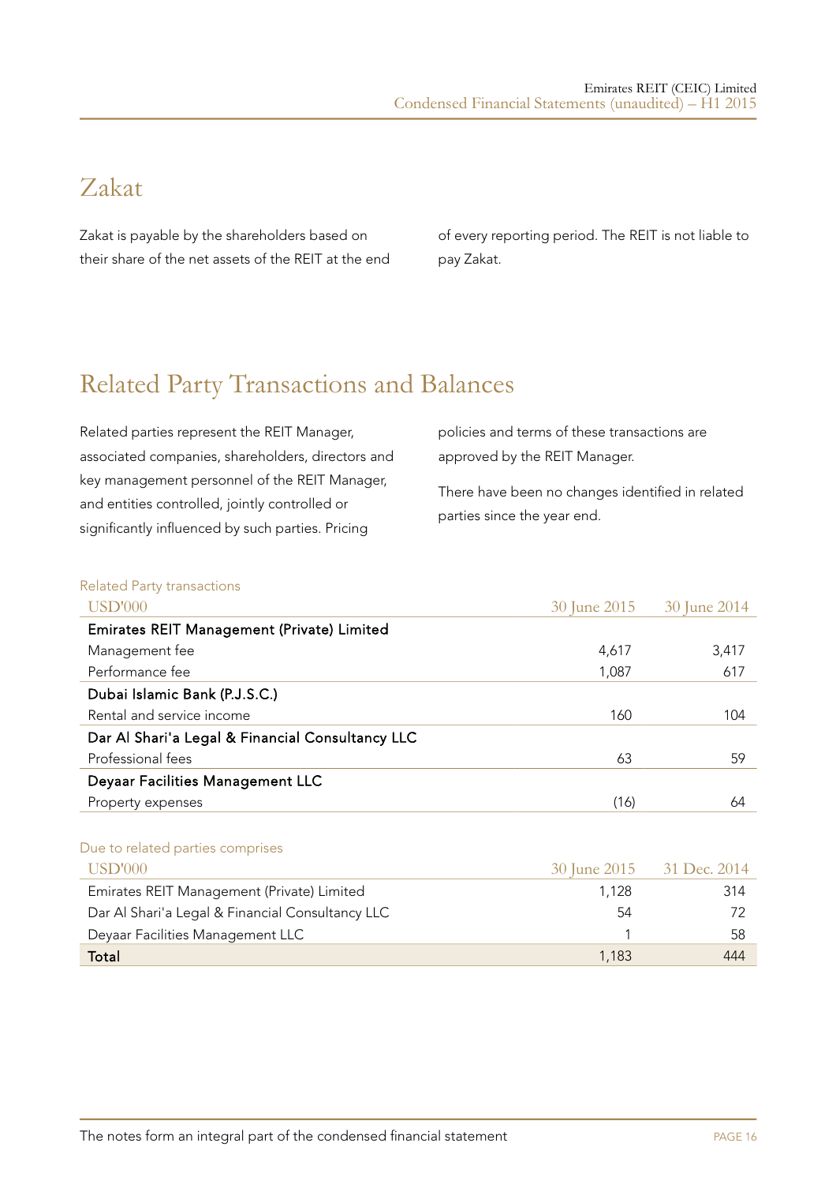# Zakat

Zakat is payable by the shareholders based on their share of the net assets of the REIT at the end of every reporting period. The REIT is not liable to pay Zakat.

# Related Party Transactions and Balances

Related parties represent the REIT Manager, associated companies, shareholders, directors and key management personnel of the REIT Manager, and entities controlled, jointly controlled or significantly influenced by such parties. Pricing policies and terms of these transactions are approved by the REIT Manager.

There have been no changes identified in related parties since the year end.

Related Party transactions

| USD'000 | 30 June 2015 | 30 June 2014 |
|---|---|---|
| **Emirates REIT Management (Private) Limited** | | |
| Management fee | 4,617 | 3,417 |
| Performance fee | 1,087 | 617 |
| **Dubai Islamic Bank (P.J.S.C.)** | | |
| Rental and service income | 160 | 104 |
| **Dar Al Shari'a Legal & Financial Consultancy LLC** | | |
| Professional fees | 63 | 59 |
| **Deyaar Facilities Management LLC** | | |
| Property expenses | (16) | 64 |

Due to related parties comprises

| USD'000 | 30 June 2015 | 31 Dec. 2014 |
|---|---|---|
| Emirates REIT Management (Private) Limited | 1,128 | 314 |
| Dar Al Shari'a Legal & Financial Consultancy LLC | 54 | 72 |
| Deyaar Facilities Management LLC | 1 | 58 |
| **Total** | 1,183 | 444 |

The notes form an integral part of the condensed financial statement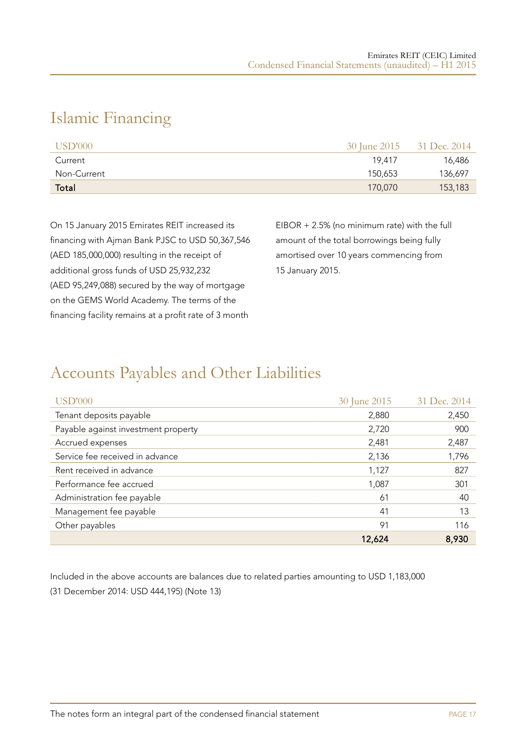## Islamic Financing

| USD'000 | 30 June 2015 | 31 Dec. 2014 |
|---|---|---|
| Current | 19,417 | 16,486 |
| Non-Current | 150,653 | 136,697 |
| **Total** | 170,070 | 153,183 |

On 15 January 2015 Emirates REIT increased its financing with Ajman Bank PJSC to USD 50,367,546 (AED 185,000,000) resulting in the receipt of additional gross funds of USD 25,932,232 (AED 95,249,088) secured by the way of mortgage on the GEMS World Academy. The terms of the financing facility remains at a profit rate of 3 month EIBOR + 2.5% (no minimum rate) with the full amount of the total borrowings being fully amortised over 10 years commencing from 15 January 2015.

## Accounts Payables and Other Liabilities

| USD'000 | 30 June 2015 | 31 Dec. 2014 |
|---|---|---|
| Tenant deposits payable | 2,880 | 2,450 |
| Payable against investment property | 2,720 | 900 |
| Accrued expenses | 2,481 | 2,487 |
| Service fee received in advance | 2,136 | 1,796 |
| Rent received in advance | 1,127 | 827 |
| Performance fee accrued | 1,087 | 301 |
| Administration fee payable | 61 | 40 |
| Management fee payable | 41 | 13 |
| Other payables | 91 | 116 |
| | **12,624** | **8,930** |

Included in the above accounts are balances due to related parties amounting to USD 1,183,000 (31 December 2014: USD 444,195) (Note 13)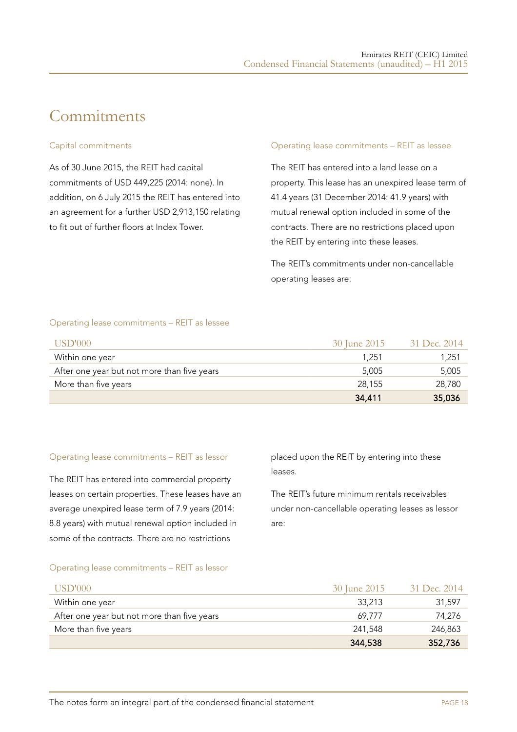# Commitments

### Capital commitments

As of 30 June 2015, the REIT had capital commitments of USD 449,225 (2014: none). In addition, on 6 July 2015 the REIT has entered into an agreement for a further USD 2,913,150 relating to fit out of further floors at Index Tower.

### Operating lease commitments – REIT as lessee

The REIT has entered into a land lease on a property. This lease has an unexpired lease term of 41.4 years (31 December 2014: 41.9 years) with mutual renewal option included in some of the contracts. There are no restrictions placed upon the REIT by entering into these leases.

The REIT's commitments under non-cancellable operating leases are:

Operating lease commitments – REIT as lessee

| USD'000 | 30 June 2015 | 31 Dec. 2014 |
|---|---|---|
| Within one year | 1,251 | 1,251 |
| After one year but not more than five years | 5,005 | 5,005 |
| More than five years | 28,155 | 28,780 |
| | **34,411** | **35,036** |

### Operating lease commitments – REIT as lessor

The REIT has entered into commercial property leases on certain properties. These leases have an average unexpired lease term of 7.9 years (2014: 8.8 years) with mutual renewal option included in some of the contracts. There are no restrictions placed upon the REIT by entering into these leases.

The REIT's future minimum rentals receivables under non-cancellable operating leases as lessor are:

Operating lease commitments – REIT as lessor

| USD'000 | 30 June 2015 | 31 Dec. 2014 |
|---|---|---|
| Within one year | 33,213 | 31,597 |
| After one year but not more than five years | 69,777 | 74,276 |
| More than five years | 241,548 | 246,863 |
| | **344,538** | **352,736** |

The notes form an integral part of the condensed financial statement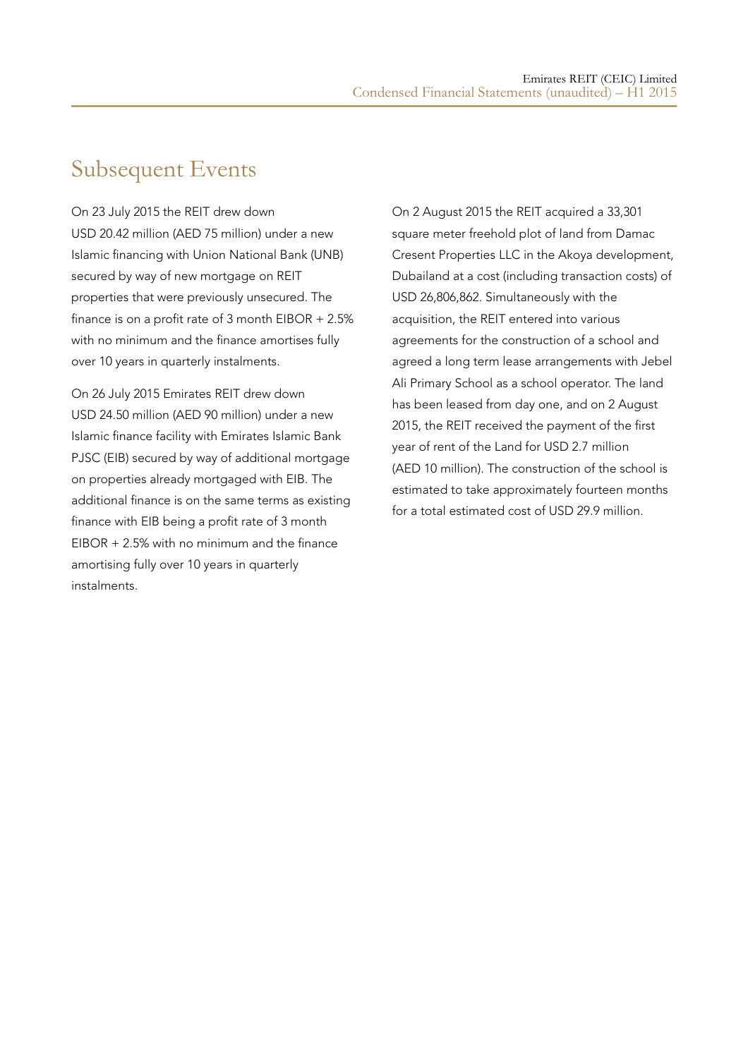# Subsequent Events

On 23 July 2015 the REIT drew down USD 20.42 million (AED 75 million) under a new Islamic financing with Union National Bank (UNB) secured by way of new mortgage on REIT properties that were previously unsecured. The finance is on a profit rate of 3 month EIBOR + 2.5% with no minimum and the finance amortises fully over 10 years in quarterly instalments.

On 26 July 2015 Emirates REIT drew down USD 24.50 million (AED 90 million) under a new Islamic finance facility with Emirates Islamic Bank PJSC (EIB) secured by way of additional mortgage on properties already mortgaged with EIB. The additional finance is on the same terms as existing finance with EIB being a profit rate of 3 month EIBOR + 2.5% with no minimum and the finance amortising fully over 10 years in quarterly instalments.

On 2 August 2015 the REIT acquired a 33,301 square meter freehold plot of land from Damac Cresent Properties LLC in the Akoya development, Dubailand at a cost (including transaction costs) of USD 26,806,862. Simultaneously with the acquisition, the REIT entered into various agreements for the construction of a school and agreed a long term lease arrangements with Jebel Ali Primary School as a school operator. The land has been leased from day one, and on 2 August 2015, the REIT received the payment of the first year of rent of the Land for USD 2.7 million (AED 10 million). The construction of the school is estimated to take approximately fourteen months for a total estimated cost of USD 29.9 million.